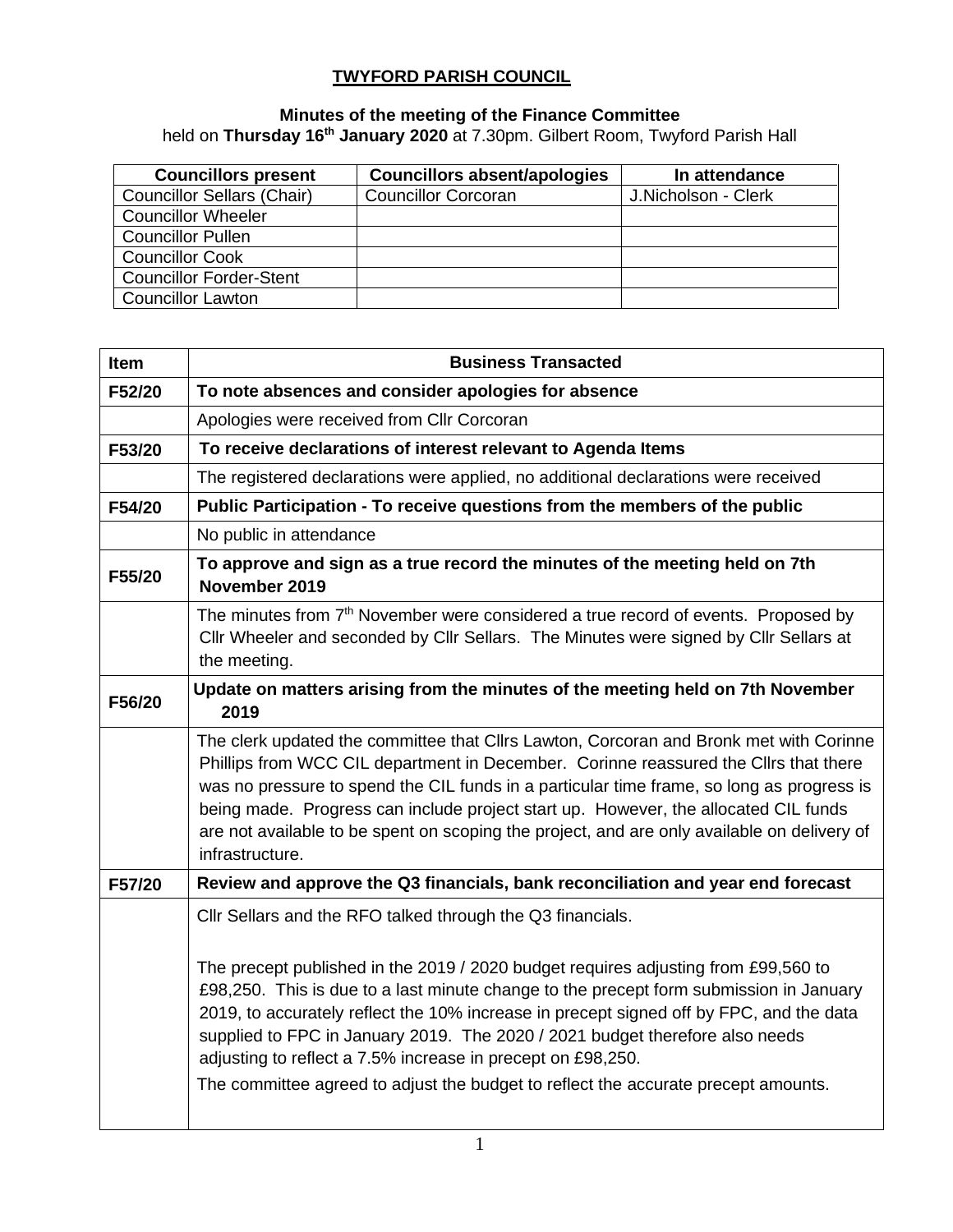**TWYFORD PARISH COUNCIL**

**Minutes of the meeting of the Finance Committee**

held on **Thursday 16th January 2020** at 7.30pm. Gilbert Room, Twyford Parish Hall

| Councillors present | Councillors absent/apologies | In attendance |
|---|---|---|
| Councillor Sellars (Chair) | Councillor Corcoran | J.Nicholson - Clerk |
| Councillor Wheeler | | |
| Councillor Pullen | | |
| Councillor Cook | | |
| Councillor Forder-Stent | | |
| Councillor Lawton | | |

| Item | Business Transacted |
|---|---|
| **F52/20** | **To note absences and consider apologies for absence** |
| | Apologies were received from Cllr Corcoran |
| **F53/20** | **To receive declarations of interest relevant to Agenda Items** |
| | The registered declarations were applied, no additional declarations were received |
| **F54/20** | **Public Participation - To receive questions from the members of the public** |
| | No public in attendance |
| **F55/20** | **To approve and sign as a true record the minutes of the meeting held on 7th November 2019** |
| | The minutes from 7th November were considered a true record of events. Proposed by Cllr Wheeler and seconded by Cllr Sellars. The Minutes were signed by Cllr Sellars at the meeting. |
| **F56/20** | **Update on matters arising from the minutes of the meeting held on 7th November 2019** |
| | The clerk updated the committee that Cllrs Lawton, Corcoran and Bronk met with Corinne Phillips from WCC CIL department in December. Corinne reassured the Cllrs that there was no pressure to spend the CIL funds in a particular time frame, so long as progress is being made. Progress can include project start up. However, the allocated CIL funds are not available to be spent on scoping the project, and are only available on delivery of infrastructure. |
| **F57/20** | **Review and approve the Q3 financials, bank reconciliation and year end forecast** |
| | Cllr Sellars and the RFO talked through the Q3 financials.<br><br>The precept published in the 2019 / 2020 budget requires adjusting from £99,560 to £98,250. This is due to a last minute change to the precept form submission in January 2019, to accurately reflect the 10% increase in precept signed off by FPC, and the data supplied to FPC in January 2019. The 2020 / 2021 budget therefore also needs adjusting to reflect a 7.5% increase in precept on £98,250.<br>The committee agreed to adjust the budget to reflect the accurate precept amounts. |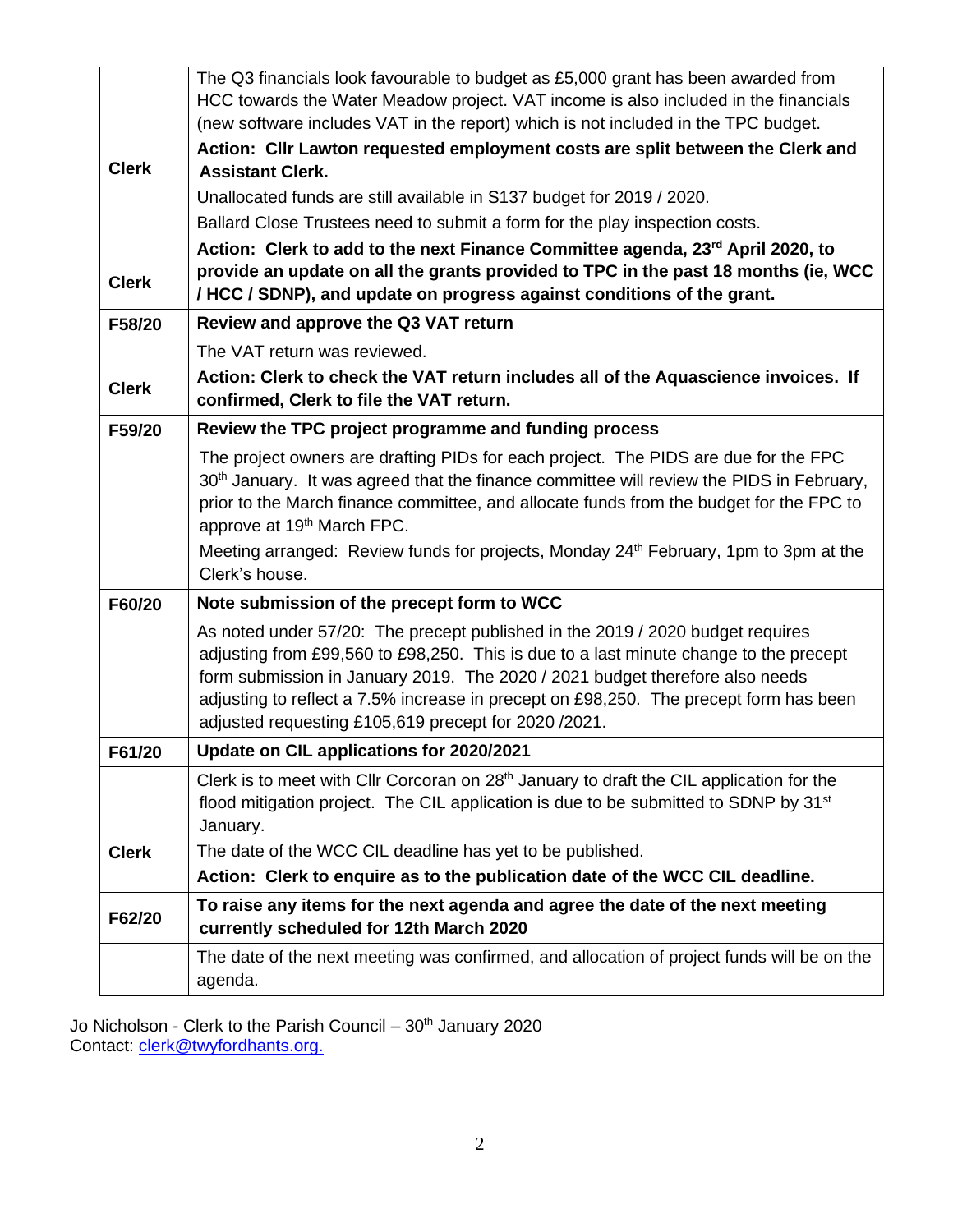| | |
|---|---|
| **Clerk** | The Q3 financials look favourable to budget as £5,000 grant has been awarded from HCC towards the Water Meadow project. VAT income is also included in the financials (new software includes VAT in the report) which is not included in the TPC budget.<br>**Action: Cllr Lawton requested employment costs are split between the Clerk and Assistant Clerk.** |
| | Unallocated funds are still available in S137 budget for 2019 / 2020.<br>Ballard Close Trustees need to submit a form for the play inspection costs. |
| **Clerk** | **Action: Clerk to add to the next Finance Committee agenda, 23rd April 2020, to provide an update on all the grants provided to TPC in the past 18 months (ie, WCC / HCC / SDNP), and update on progress against conditions of the grant.** |
| **F58/20** | **Review and approve the Q3 VAT return** |
| **Clerk** | The VAT return was reviewed.<br>**Action: Clerk to check the VAT return includes all of the Aquascience invoices. If confirmed, Clerk to file the VAT return.** |
| **F59/20** | **Review the TPC project programme and funding process** |
| | The project owners are drafting PIDs for each project. The PIDS are due for the FPC 30th January. It was agreed that the finance committee will review the PIDS in February, prior to the March finance committee, and allocate funds from the budget for the FPC to approve at 19th March FPC.<br>Meeting arranged: Review funds for projects, Monday 24th February, 1pm to 3pm at the Clerk's house. |
| **F60/20** | **Note submission of the precept form to WCC** |
| | As noted under 57/20: The precept published in the 2019 / 2020 budget requires adjusting from £99,560 to £98,250. This is due to a last minute change to the precept form submission in January 2019. The 2020 / 2021 budget therefore also needs adjusting to reflect a 7.5% increase in precept on £98,250. The precept form has been adjusted requesting £105,619 precept for 2020 /2021. |
| **F61/20** | **Update on CIL applications for 2020/2021** |
| **Clerk** | Clerk is to meet with Cllr Corcoran on 28th January to draft the CIL application for the flood mitigation project. The CIL application is due to be submitted to SDNP by 31st January.<br>The date of the WCC CIL deadline has yet to be published.<br>**Action: Clerk to enquire as to the publication date of the WCC CIL deadline.** |
| **F62/20** | **To raise any items for the next agenda and agree the date of the next meeting currently scheduled for 12th March 2020** |
| | The date of the next meeting was confirmed, and allocation of project funds will be on the agenda. |

Jo Nicholson - Clerk to the Parish Council – 30th January 2020
Contact: clerk@twyfordhants.org.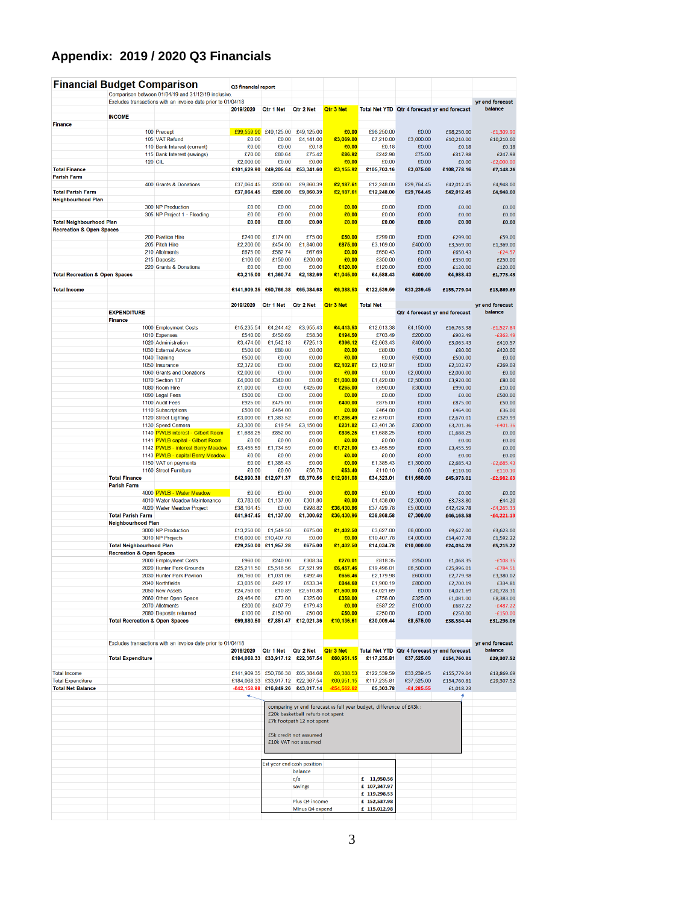## Appendix: 2019 / 2020 Q3 Financials

### Financial Budget Comparison

Q3 financial report

Comparison between 01/04/19 and 31/12/19 inclusive.

Excludes transactions with an invoice date prior to 01/04/18

| | | 2019/2020 | Qtr 1 Net | Qtr 2 Net | Qtr 3 Net | Total Net YTD | Qtr 4 forecast | yr end forecast | yr end forecast balance |
|---|---|---|---|---|---|---|---|---|---|
| **INCOME** | | | | | | | | | |
| **Finance** | | | | | | | | | |
| | 100 Precept | £99,559.90 | £49,125.00 | £49,125.00 | £0.00 | £98,250.00 | £0.00 | £98,250.00 | -£1,309.90 |
| | 105 VAT Refund | £0.00 | £0.00 | £4,141.00 | £3,069.00 | £7,210.00 | £3,000.00 | £10,210.00 | £10,210.00 |
| | 110 Bank Interest (current) | £0.00 | £0.00 | £0.18 | £0.00 | £0.18 | £0.00 | £0.18 | £0.18 |
| | 115 Bank Interest (savings) | £70.00 | £80.64 | £75.42 | £86.92 | £242.98 | £75.00 | £317.98 | £247.98 |
| | 120 CIL | £2,000.00 | £0.00 | £0.00 | £0.00 | £0.00 | £0.00 | £0.00 | -£2,000.00 |
| **Total Finance** | | £101,629.90 | £49,205.64 | £53,341.60 | £3,155.92 | £105,703.16 | £3,075.00 | £108,778.16 | £7,148.26 |
| **Parish Farm** | | | | | | | | | |
| | 400 Grants & Donations | £37,064.45 | £200.00 | £9,860.39 | £2,187.61 | £12,248.00 | £29,764.45 | £42,012.45 | £4,948.00 |
| **Total Parish Farm** | | £37,064.45 | £200.00 | £9,860.39 | £2,187.61 | £12,248.00 | £29,764.45 | £42,012.45 | £4,948.00 |
| **Neighbourhood Plan** | | | | | | | | | |
| | 300 NP Production | £0.00 | £0.00 | £0.00 | £0.00 | £0.00 | £0.00 | £0.00 | £0.00 |
| | 305 NP Project 1 - Flooding | £0.00 | £0.00 | £0.00 | £0.00 | £0.00 | £0.00 | £0.00 | £0.00 |
| **Total Neighbourhood Plan** | | £0.00 | £0.00 | £0.00 | £0.00 | £0.00 | £0.00 | £0.00 | £0.00 |
| **Recreation & Open Spaces** | | | | | | | | | |
| | 200 Pavilion Hire | £240.00 | £174.00 | £75.00 | £50.00 | £299.00 | £0.00 | £299.00 | £59.00 |
| | 205 Pitch Hire | £2,200.00 | £454.00 | £1,840.00 | £875.00 | £3,169.00 | £400.00 | £3,569.00 | £1,369.00 |
| | 210 Allotments | £675.00 | £582.74 | £67.69 | £0.00 | £650.43 | £0.00 | £650.43 | -£24.57 |
| | 215 Deposits | £100.00 | £150.00 | £200.00 | £0.00 | £350.00 | £0.00 | £350.00 | £250.00 |
| | 220 Grants & Donations | £0.00 | £0.00 | £0.00 | £120.00 | £120.00 | £0.00 | £120.00 | £120.00 |
| **Total Recreation & Open Spaces** | | £3,215.00 | £1,360.74 | £2,182.69 | £1,045.00 | £4,588.43 | £400.00 | £4,988.43 | £1,773.43 |
| **Total Income** | | £141,909.35 | £50,766.38 | £65,384.68 | £6,388.53 | £122,539.59 | £33,239.45 | £155,779.04 | £13,869.69 |

| | | 2019/2020 | Qtr 1 Net | Qtr 2 Net | Qtr 3 Net | Total Net | Qtr 4 forecast | yr end forecast | yr end forecast balance |
|---|---|---|---|---|---|---|---|---|---|
| **EXPENDITURE** | | | | | | | | | |
| **Finance** | | | | | | | | | |
| | 1000 Employment Costs | £15,235.54 | £4,244.42 | £3,955.43 | £4,413.53 | £12,613.38 | £4,150.00 | £16,763.38 | -£1,527.84 |
| | 1010 Expenses | £540.00 | £450.69 | £58.30 | £194.50 | £703.49 | £200.00 | £903.49 | -£363.49 |
| | 1020 Administration | £3,474.00 | £1,542.18 | £725.13 | £396.12 | £2,663.43 | £400.00 | £3,063.43 | £410.57 |
| | 1030 External Advice | £500.00 | £80.00 | £0.00 | £0.00 | £80.00 | £0.00 | £80.00 | £420.00 |
| | 1040 Training | £500.00 | £0.00 | £0.00 | £0.00 | £0.00 | £500.00 | £500.00 | £0.00 |
| | 1050 Insurance | £2,372.00 | £0.00 | £0.00 | £2,102.97 | £2,102.97 | £0.00 | £2,102.97 | £269.03 |
| | 1060 Grants and Donations | £2,000.00 | £0.00 | £0.00 | £0.00 | £0.00 | £2,000.00 | £2,000.00 | £0.00 |
| | 1070 Section 137 | £4,000.00 | £340.00 | £0.00 | £1,080.00 | £1,420.00 | £2,500.00 | £3,920.00 | £80.00 |
| | 1080 Room Hire | £1,000.00 | £0.00 | £425.00 | £265.00 | £690.00 | £300.00 | £990.00 | £10.00 |
| | 1090 Legal Fees | £500.00 | £0.00 | £0.00 | £0.00 | £0.00 | £0.00 | £0.00 | £500.00 |
| | 1100 Audit Fees | £925.00 | £475.00 | £0.00 | £400.00 | £875.00 | £0.00 | £875.00 | £50.00 |
| | 1110 Subscriptions | £500.00 | £464.00 | £0.00 | £0.00 | £464.00 | £0.00 | £464.00 | £36.00 |
| | 1120 Street Lighting | £3,000.00 | £1,383.52 | £0.00 | £1,286.49 | £2,670.01 | £0.00 | £2,670.01 | £329.99 |
| | 1130 Speed Camera | £3,300.00 | £19.54 | £3,150.00 | £231.82 | £3,401.36 | £300.00 | £3,701.36 | -£401.36 |
| | 1140 PWLB interest - Gilbert Room | £1,688.25 | £852.00 | £0.00 | £836.25 | £1,688.25 | £0.00 | £1,688.25 | £0.00 |
| | 1141 PWLB capital - Gilbert Room | £0.00 | £0.00 | £0.00 | £0.00 | £0.00 | £0.00 | £0.00 | £0.00 |
| | 1142 PWLB - interest Berry Meadow | £3,455.59 | £1,734.59 | £0.00 | £1,721.00 | £3,455.59 | £0.00 | £3,455.59 | £0.00 |
| | 1143 PWLB - capital Berry Meadow | £0.00 | £0.00 | £0.00 | £0.00 | £0.00 | £0.00 | £0.00 | £0.00 |
| | 1150 VAT on payments | £0.00 | £1,385.43 | £0.00 | £0.00 | £1,385.43 | £1,300.00 | £2,685.43 | -£2,685.43 |
| | 1160 Street Furniture | £0.00 | £0.00 | £56.70 | £53.40 | £110.10 | £0.00 | £110.10 | -£110.10 |
| **Total Finance** | | £42,990.38 | £12,971.37 | £8,370.56 | £12,981.08 | £34,323.01 | £11,650.00 | £45,973.01 | -£2,982.63 |
| **Parish Farm** | | | | | | | | | |
| | 4000 PWLB - Water Meadow | £0.00 | £0.00 | £0.00 | £0.00 | £0.00 | £0.00 | £0.00 | £0.00 |
| | 4010 Water Meadow Maintenance | £3,783.00 | £1,137.00 | £301.80 | £0.00 | £1,438.80 | £2,300.00 | £3,738.80 | £44.20 |
| | 4020 Water Meadow Project | £38,164.45 | £0.00 | £998.82 | £36,430.96 | £37,429.78 | £5,000.00 | £42,429.78 | -£4,265.33 |
| **Total Parish Farm** | | £41,947.45 | £1,137.00 | £1,300.62 | £36,430.96 | £38,868.58 | £7,300.00 | £46,168.58 | -£4,221.13 |
| **Neighbourhood Plan** | | | | | | | | | |
| | 3000 NP Production | £13,250.00 | £1,549.50 | £675.00 | £1,402.50 | £3,627.00 | £6,000.00 | £9,627.00 | £3,623.00 |
| | 3010 NP Projects | £16,000.00 | £10,407.78 | £0.00 | £0.00 | £10,407.78 | £4,000.00 | £14,407.78 | £1,592.22 |
| **Total Neighbourhood Plan** | | £29,250.00 | £11,957.28 | £675.00 | £1,402.50 | £14,034.78 | £10,000.00 | £24,034.78 | £5,215.22 |
| **Recreation & Open Spaces** | | | | | | | | | |
| | 2000 Employment Costs | £960.00 | £240.00 | £308.34 | £270.01 | £818.35 | £250.00 | £1,068.35 | -£108.35 |
| | 2020 Hunter Park Grounds | £25,211.50 | £5,516.56 | £7,521.99 | £6,457.46 | £19,496.01 | £6,500.00 | £25,996.01 | -£784.51 |
| | 2030 Hunter Park Pavilion | £6,160.00 | £1,031.06 | £492.46 | £656.46 | £2,179.98 | £600.00 | £2,779.98 | £3,380.02 |
| | 2040 Northfields | £3,035.00 | £422.17 | £633.34 | £844.68 | £1,900.19 | £800.00 | £2,700.19 | £334.81 |
| | 2050 New Assets | £24,750.00 | £10.89 | £2,510.80 | £1,500.00 | £4,021.69 | £0.00 | £4,021.69 | £20,728.31 |
| | 2060 Other Open Space | £9,464.00 | £73.00 | £325.00 | £358.00 | £756.00 | £325.00 | £1,081.00 | £8,383.00 |
| | 2070 Allotments | £200.00 | £407.79 | £179.43 | £0.00 | £587.22 | £100.00 | £687.22 | -£487.22 |
| | 2080 Deposits returned | £100.00 | £150.00 | £50.00 | £50.00 | £250.00 | £0.00 | £250.00 | -£150.00 |
| **Total Recreation & Open Spaces** | | £69,880.50 | £7,851.47 | £12,021.36 | £10,136.61 | £30,009.44 | £8,575.00 | £38,584.44 | £31,296.06 |

Excludes transactions with an invoice date prior to 01/04/18

| | 2019/2020 | Qtr 1 Net | Qtr 2 Net | Qtr 3 Net | Total Net YTD | Qtr 4 forecast | yr end forecast | yr end forecast balance |
|---|---|---|---|---|---|---|---|---|
| **Total Expenditure** | £184,068.33 | £33,917.12 | £22,367.54 | £60,951.15 | £117,235.81 | £37,525.00 | £154,760.81 | £29,307.52 |
| Total Income | £141,909.35 | £50,766.38 | £65,384.68 | £6,388.53 | £122,539.59 | £33,239.45 | £155,779.04 | £13,869.69 |
| Total Expenditure | £184,068.33 | £33,917.12 | £22,367.54 | £60,951.15 | £117,235.81 | £37,525.00 | £154,760.81 | £29,307.52 |
| **Total Net Balance** | -£42,158.98 | £16,849.26 | £43,017.14 | -£54,562.62 | £5,303.78 | -£4,285.55 | £1,018.23 | |

comparing yr end forecast vs full year budget, difference of £43k :
£20k basketball refurb not spent
£7k footpath 12 not spent

£5k credit not assumed
£10k VAT not assumed

| Est year end cash position | |
|---|---|
| balance | |
| c/a | £ 11,950.56 |
| savings | £ 107,347.97 |
| | £ 119,298.53 |
| Plus Q4 income | £ 152,537.98 |
| Minus Q4 expend | £ 115,012.98 |